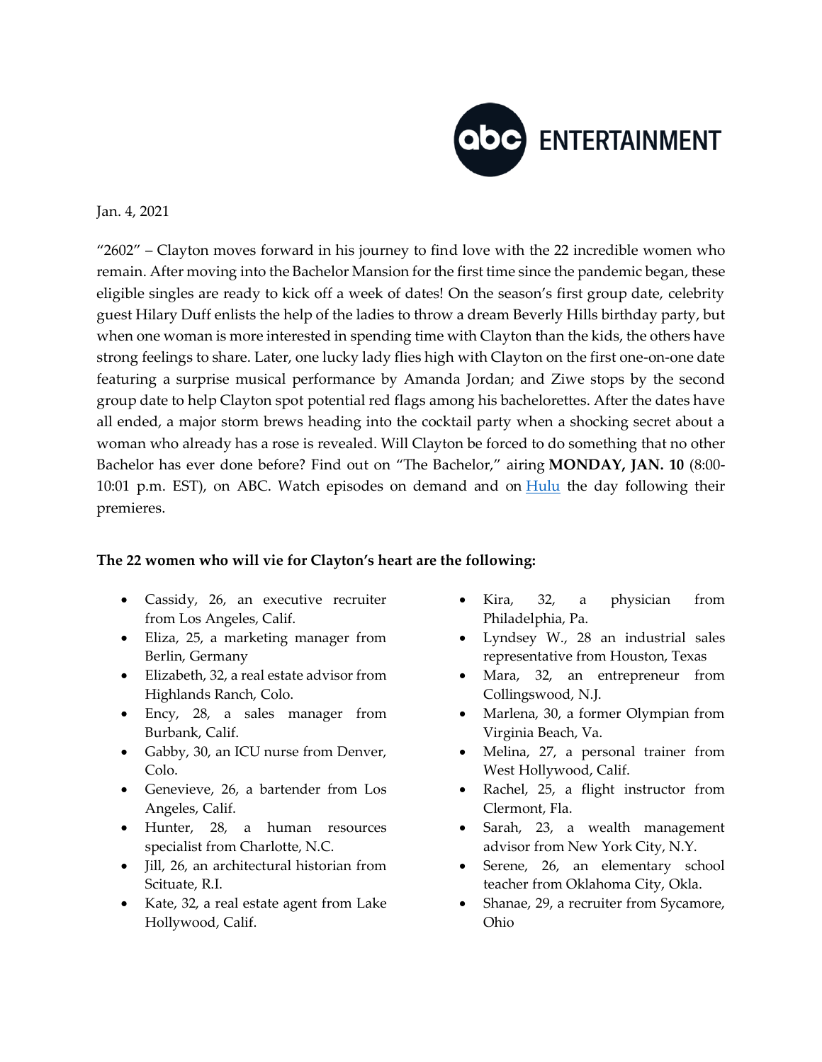Jan. 4, 2021

"2602" – Clayton moves forward in his journey to find love with the 22 incredible women who remain. After moving into the Bachelor Mansion for the first time since the pandemic began, these eligible singles are ready to kick off a week of dates! On the season's first group date, celebrity guest Hilary Duff enlists the help of the ladies to throw a dream Beverly Hills birthday party, but when one woman is more interested in spending time with Clayton than the kids, the others have strong feelings to share. Later, one lucky lady flies high with Clayton on the first one-on-one date featuring a surprise musical performance by Amanda Jordan; and Ziwe stops by the second group date to help Clayton spot potential red flags among his bachelorettes. After the dates have all ended, a major storm brews heading into the cocktail party when a shocking secret about a woman who already has a rose is revealed. Will Clayton be forced to do something that no other Bachelor has ever done before? Find out on "The Bachelor," airing **MONDAY, JAN. 10** (8:00-10:01 p.m. EST), on ABC. Watch episodes on demand and on [Hulu](#) the day following their premieres.

**The 22 women who will vie for Clayton's heart are the following:**

- Cassidy, 26, an executive recruiter from Los Angeles, Calif.
- Eliza, 25, a marketing manager from Berlin, Germany
- Elizabeth, 32, a real estate advisor from Highlands Ranch, Colo.
- Ency, 28, a sales manager from Burbank, Calif.
- Gabby, 30, an ICU nurse from Denver, Colo.
- Genevieve, 26, a bartender from Los Angeles, Calif.
- Hunter, 28, a human resources specialist from Charlotte, N.C.
- Jill, 26, an architectural historian from Scituate, R.I.
- Kate, 32, a real estate agent from Lake Hollywood, Calif.
- Kira, 32, a physician from Philadelphia, Pa.
- Lyndsey W., 28 an industrial sales representative from Houston, Texas
- Mara, 32, an entrepreneur from Collingswood, N.J.
- Marlena, 30, a former Olympian from Virginia Beach, Va.
- Melina, 27, a personal trainer from West Hollywood, Calif.
- Rachel, 25, a flight instructor from Clermont, Fla.
- Sarah, 23, a wealth management advisor from New York City, N.Y.
- Serene, 26, an elementary school teacher from Oklahoma City, Okla.
- Shanae, 29, a recruiter from Sycamore, Ohio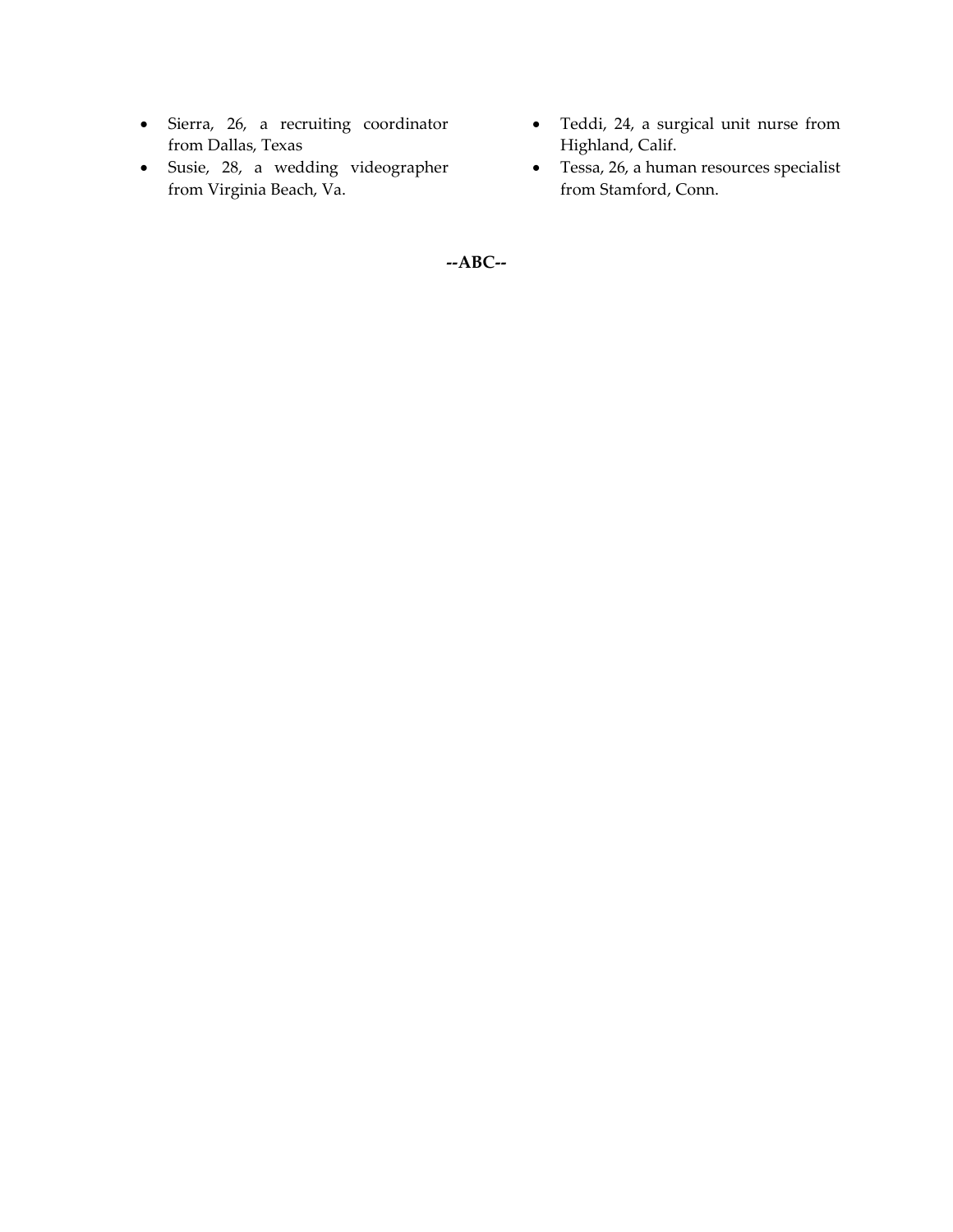- Sierra, 26, a recruiting coordinator from Dallas, Texas
- Susie, 28, a wedding videographer from Virginia Beach, Va.
- Teddi, 24, a surgical unit nurse from Highland, Calif.
- Tessa, 26, a human resources specialist from Stamford, Conn.

**--ABC--**